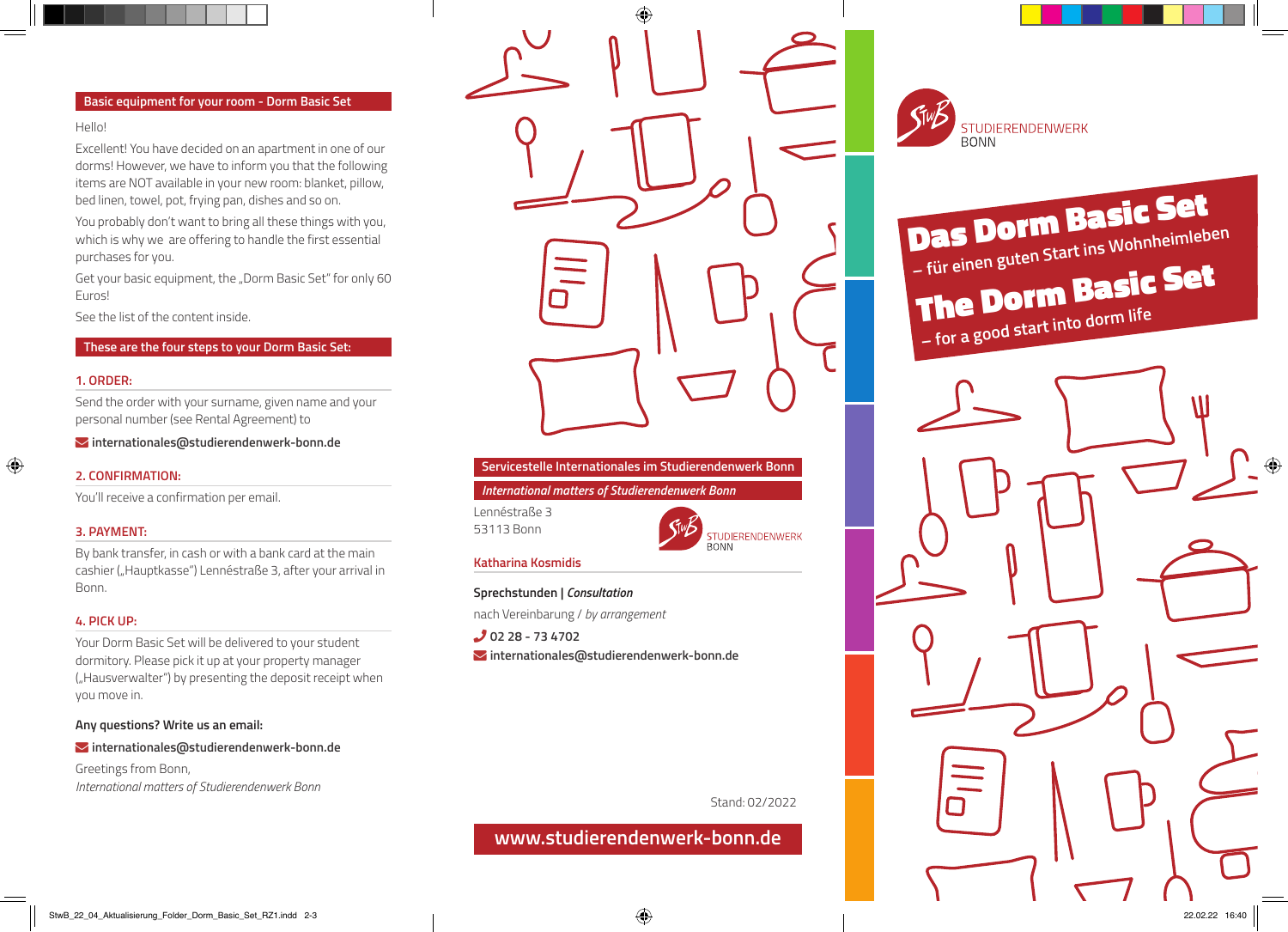## Basic equipment for your room - Dorm Basic Set

Hello!

Excellent! You have decided on an apartment in one of our dorms! However, we have to inform you that the following items are NOT available in your new room: blanket, pillow, bed linen, towel, pot, frying pan, dishes and so on.

You probably don't want to bring all these things with you, which is why we are offering to handle the first essential purchases for you.

Get your basic equipment, the „Dorm Basic Set" for only 60 Euros!

See the list of the content inside.

## These are the four steps to your Dorm Basic Set:

### 1. ORDER:

Send the order with your surname, given name and your personal number (see Rental Agreement) to

**internationales@studierendenwerk-bonn.de**

### 2. CONFIRMATION:

You'll receive a confirmation per email.

### 3. PAYMENT:

By bank transfer, in cash or with a bank card at the main cashier („Hauptkasse") Lennéstraße 3, after your arrival in Bonn.

### 4. PICK UP:

Your Dorm Basic Set will be delivered to your student dormitory. Please pick it up at your property manager („Hausverwalter") by presenting the deposit receipt when you move in.

**Any questions? Write us an email:**

**internationales@studierendenwerk-bonn.de**

Greetings from Bonn,
*International matters of Studierendenwerk Bonn*

---

**Servicestelle Internationales im Studierendenwerk Bonn**

***International matters of Studierendenwerk Bonn***

Lennéstraße 3
53113 Bonn

STUDIERENDENWERK BONN

**Katharina Kosmidis**

**Sprechstunden | *Consultation***

nach Vereinbarung / *by arrangement*

**02 28 - 73 4702**

**internationales@studierendenwerk-bonn.de**

Stand: 02/2022

**www.studierendenwerk-bonn.de**

---

STUDIERENDENWERK BONN

# Das Dorm Basic Set
## – für einen guten Start ins Wohnheimleben

# The Dorm Basic Set
## – for a good start into dorm life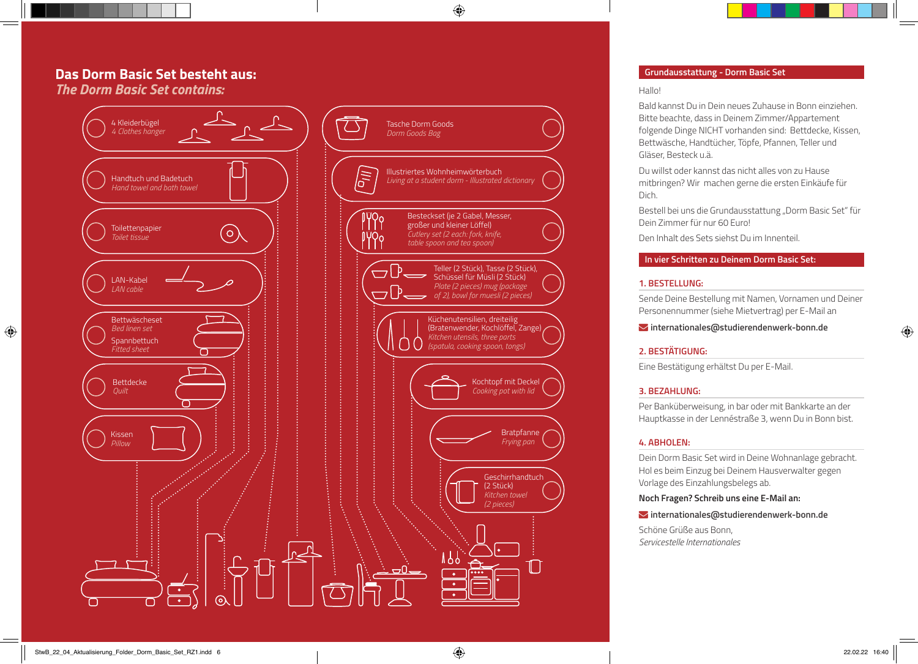# Das Dorm Basic Set besteht aus:
## *The Dorm Basic Set contains:*

- 4 Kleiderbügel
  *4 Clothes hanger*
- Handtuch und Badetuch
  *Hand towel and bath towel*
- Toilettenpapier
  *Toilet tissue*
- LAN-Kabel
  *LAN cable*
- Bettwäscheset
  *Bed linen set*
  Spannbettuch
  *Fitted sheet*
- Bettdecke
  *Quilt*
- Kissen
  *Pillow*
- Tasche Dorm Goods
  *Dorm Goods Bag*
- Illustriertes Wohnheimwörterbuch
  *Living at a student dorm - Illustrated dictionary*
- Besteckset (je 2 Gabel, Messer, großer und kleiner Löffel)
  *Cutlery set (2 each: fork, knife, table spoon and tea spoon)*
- Teller (2 Stück), Tasse (2 Stück), Schüssel für Müsli (2 Stück)
  *Plate (2 pieces) mug (package of 2), bowl for muesli (2 pieces)*
- Küchenutensilien, dreiteilig (Bratenwender, Kochlöffel, Zange)
  *Kitchen utensils, three parts (spatula, cooking spoon, tongs)*
- Kochtopf mit Deckel
  *Cooking pot with lid*
- Bratpfanne
  *Frying pan*
- Geschirrhandtuch (2 Stück)
  *Kitchen towel (2 pieces)*

## Grundausstattung - Dorm Basic Set

Hallo!

Bald kannst Du in Dein neues Zuhause in Bonn einziehen. Bitte beachte, dass in Deinem Zimmer/Appartement folgende Dinge NICHT vorhanden sind: Bettdecke, Kissen, Bettwäsche, Handtücher, Töpfe, Pfannen, Teller und Gläser, Besteck u.ä.

Du willst oder kannst das nicht alles von zu Hause mitbringen? Wir machen gerne die ersten Einkäufe für Dich.

Bestell bei uns die Grundausstattung „Dorm Basic Set" für Dein Zimmer für nur 60 Euro!

Den Inhalt des Sets siehst Du im Innenteil.

## In vier Schritten zu Deinem Dorm Basic Set:

### 1. BESTELLUNG:

Sende Deine Bestellung mit Namen, Vornamen und Deiner Personennummer (siehe Mietvertrag) per E-Mail an

**internationales@studierendenwerk-bonn.de**

### 2. BESTÄTIGUNG:

Eine Bestätigung erhältst Du per E-Mail.

### 3. BEZAHLUNG:

Per Banküberweisung, in bar oder mit Bankkarte an der Hauptkasse in der Lennéstraße 3, wenn Du in Bonn bist.

### 4. ABHOLEN:

Dein Dorm Basic Set wird in Deine Wohnanlage gebracht. Hol es beim Einzug bei Deinem Hausverwalter gegen Vorlage des Einzahlungsbelegs ab.

**Noch Fragen? Schreib uns eine E-Mail an:**

**internationales@studierendenwerk-bonn.de**

Schöne Grüße aus Bonn,
*Servicestelle Internationales*